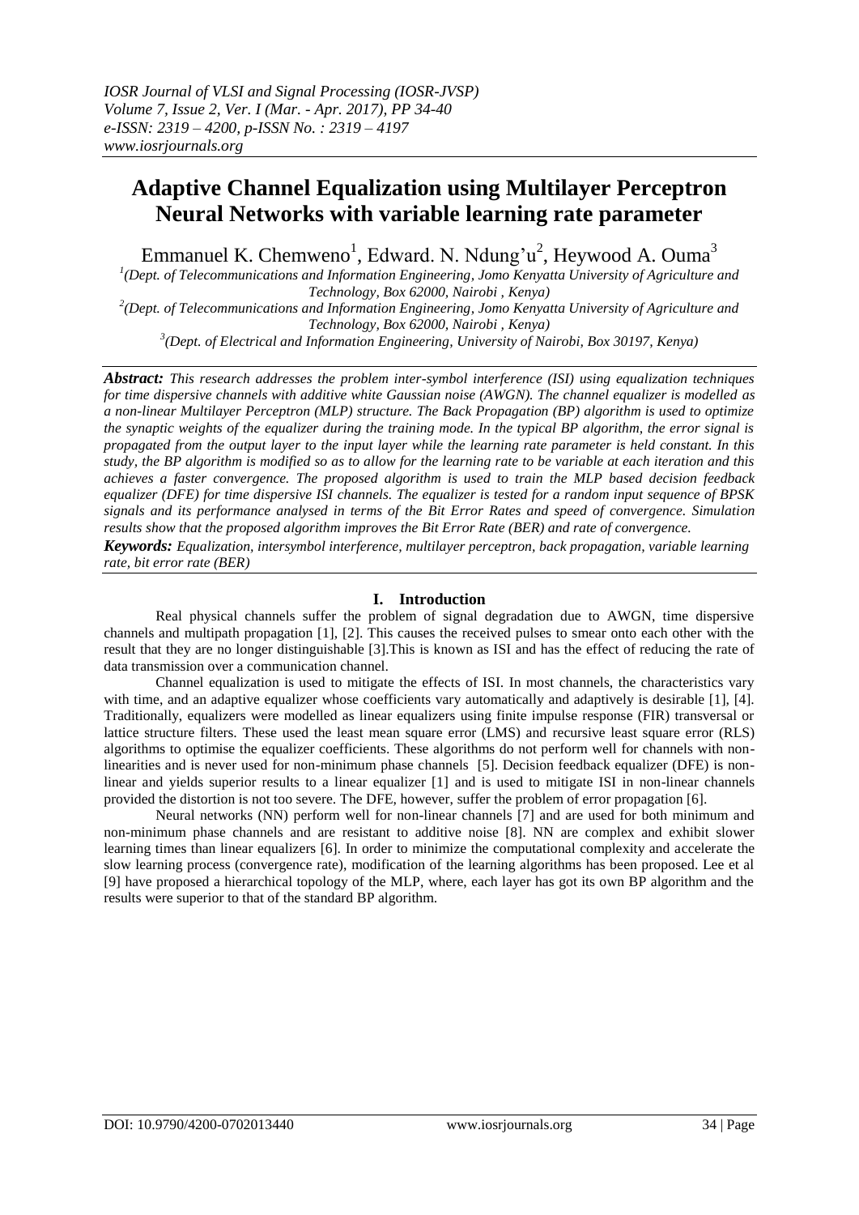# Adaptive Channel Equalization using Multilayer Perceptron Neural Networks with variable learning rate parameter

Emmanuel K. Chemweno[1], Edward. N. Ndung'u[2], Heywood A. Ouma[3]

[1](Dept. of Telecommunications and Information Engineering, Jomo Kenyatta University of Agriculture and Technology, Box 62000, Nairobi , Kenya)

[2](Dept. of Telecommunications and Information Engineering, Jomo Kenyatta University of Agriculture and Technology, Box 62000, Nairobi , Kenya)

[3](Dept. of Electrical and Information Engineering, University of Nairobi, Box 30197, Kenya)

***Abstract:*** *This research addresses the problem inter-symbol interference (ISI) using equalization techniques for time dispersive channels with additive white Gaussian noise (AWGN). The channel equalizer is modelled as a non-linear Multilayer Perceptron (MLP) structure. The Back Propagation (BP) algorithm is used to optimize the synaptic weights of the equalizer during the training mode. In the typical BP algorithm, the error signal is propagated from the output layer to the input layer while the learning rate parameter is held constant. In this study, the BP algorithm is modified so as to allow for the learning rate to be variable at each iteration and this achieves a faster convergence. The proposed algorithm is used to train the MLP based decision feedback equalizer (DFE) for time dispersive ISI channels. The equalizer is tested for a random input sequence of BPSK signals and its performance analysed in terms of the Bit Error Rates and speed of convergence. Simulation results show that the proposed algorithm improves the Bit Error Rate (BER) and rate of convergence.*

***Keywords:*** *Equalization, intersymbol interference, multilayer perceptron, back propagation, variable learning rate, bit error rate (BER)*

## I. Introduction

Real physical channels suffer the problem of signal degradation due to AWGN, time dispersive channels and multipath propagation [1], [2]. This causes the received pulses to smear onto each other with the result that they are no longer distinguishable [3].This is known as ISI and has the effect of reducing the rate of data transmission over a communication channel.

Channel equalization is used to mitigate the effects of ISI. In most channels, the characteristics vary with time, and an adaptive equalizer whose coefficients vary automatically and adaptively is desirable [1], [4]. Traditionally, equalizers were modelled as linear equalizers using finite impulse response (FIR) transversal or lattice structure filters. These used the least mean square error (LMS) and recursive least square error (RLS) algorithms to optimise the equalizer coefficients. These algorithms do not perform well for channels with non-linearities and is never used for non-minimum phase channels [5]. Decision feedback equalizer (DFE) is non-linear and yields superior results to a linear equalizer [1] and is used to mitigate ISI in non-linear channels provided the distortion is not too severe. The DFE, however, suffer the problem of error propagation [6].

Neural networks (NN) perform well for non-linear channels [7] and are used for both minimum and non-minimum phase channels and are resistant to additive noise [8]. NN are complex and exhibit slower learning times than linear equalizers [6]. In order to minimize the computational complexity and accelerate the slow learning process (convergence rate), modification of the learning algorithms has been proposed. Lee et al [9] have proposed a hierarchical topology of the MLP, where, each layer has got its own BP algorithm and the results were superior to that of the standard BP algorithm.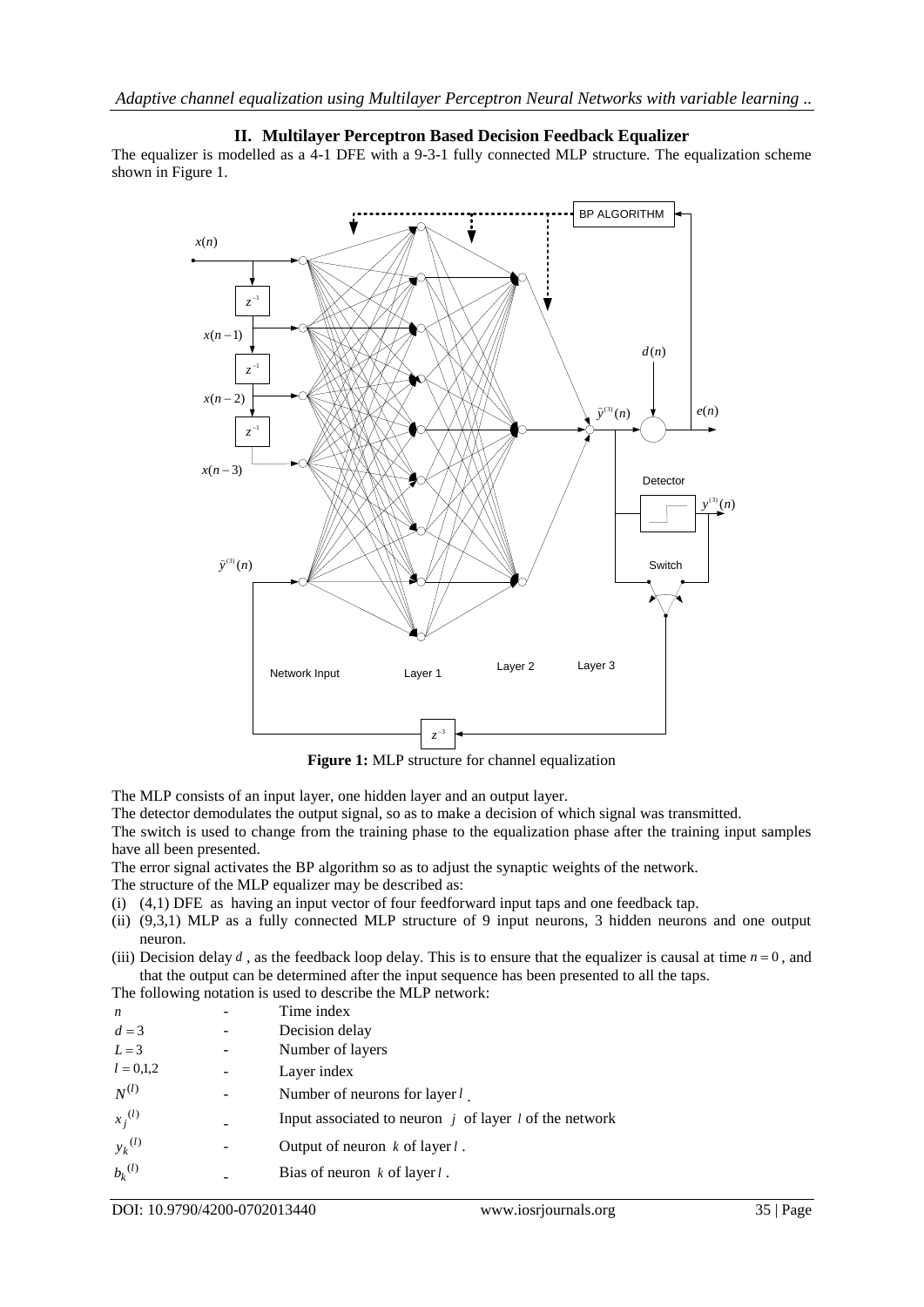## II. Multilayer Perceptron Based Decision Feedback Equalizer

The equalizer is modelled as a 4-1 DFE with a 9-3-1 fully connected MLP structure. The equalization scheme shown in Figure 1.

**Figure 1:** MLP structure for channel equalization

The MLP consists of an input layer, one hidden layer and an output layer.

The detector demodulates the output signal, so as to make a decision of which signal was transmitted.

The switch is used to change from the training phase to the equalization phase after the training input samples have all been presented.

The error signal activates the BP algorithm so as to adjust the synaptic weights of the network.

The structure of the MLP equalizer may be described as:

(i) (4,1) DFE as having an input vector of four feedforward input taps and one feedback tap.

(ii) (9,3,1) MLP as a fully connected MLP structure of 9 input neurons, 3 hidden neurons and one output neuron.

(iii) Decision delay $d$, as the feedback loop delay. This is to ensure that the equalizer is causal at time $n = 0$, and that the output can be determined after the input sequence has been presented to all the taps.

The following notation is used to describe the MLP network:

| | | |
|---|---|---|
| $n$ | - | Time index |
| $d = 3$ | - | Decision delay |
| $L = 3$ | - | Number of layers |
| $l = 0,1,2$ | - | Layer index |
| $N^{(l)}$ | - | Number of neurons for layer $l$. |
| $x_j^{(l)}$ | - | Input associated to neuron $j$ of layer $l$ of the network |
| $y_k^{(l)}$ | - | Output of neuron $k$ of layer $l$. |
| $b_k^{(l)}$ | - | Bias of neuron $k$ of layer $l$. |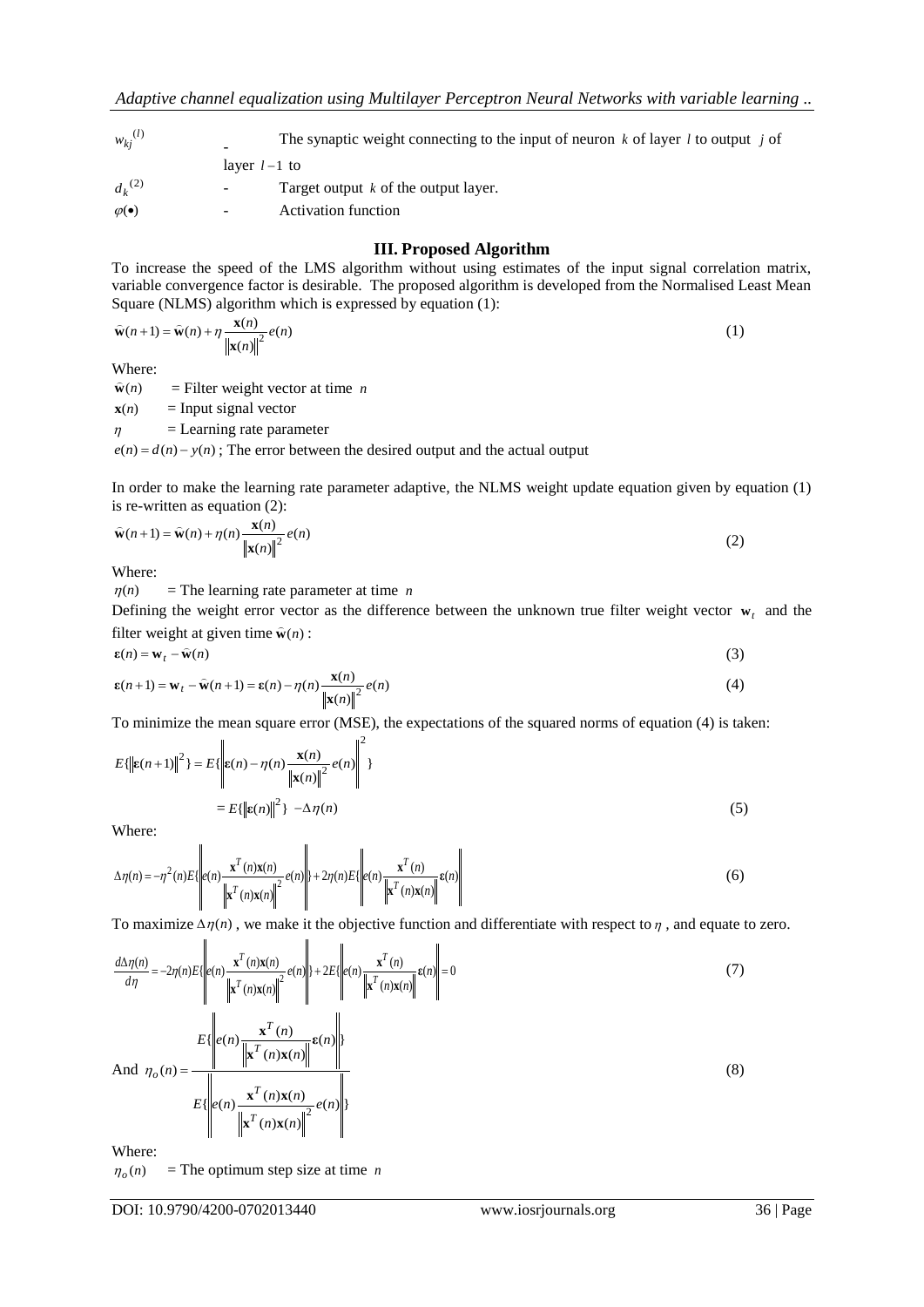| | | |
|---|---|---|
| $w_{kj}^{(l)}$ | - | The synaptic weight connecting to the input of neuron $k$ of layer $l$ to output $j$ of layer $l-1$ to |
| $d_k^{(2)}$ | - | Target output $k$ of the output layer. |
| $\varphi(\bullet)$ | - | Activation function |

## III. Proposed Algorithm

To increase the speed of the LMS algorithm without using estimates of the input signal correlation matrix, variable convergence factor is desirable. The proposed algorithm is developed from the Normalised Least Mean Square (NLMS) algorithm which is expressed by equation (1):

$$\hat{\mathbf{w}}(n+1) = \hat{\mathbf{w}}(n) + \eta \frac{\mathbf{x}(n)}{\|\mathbf{x}(n)\|^2} e(n) \tag{1}$$

Where:

$\hat{\mathbf{w}}(n)$ = Filter weight vector at time $n$

$\mathbf{x}(n)$ = Input signal vector

$\eta$ = Learning rate parameter

$e(n) = d(n) - y(n)$ ; The error between the desired output and the actual output

In order to make the learning rate parameter adaptive, the NLMS weight update equation given by equation (1) is re-written as equation (2):

$$\hat{\mathbf{w}}(n+1) = \hat{\mathbf{w}}(n) + \eta(n) \frac{\mathbf{x}(n)}{\|\mathbf{x}(n)\|^2} e(n) \tag{2}$$

Where:

$\eta(n)$ = The learning rate parameter at time $n$

Defining the weight error vector as the difference between the unknown true filter weight vector $\mathbf{w}_t$ and the filter weight at given time $\hat{\mathbf{w}}(n)$:

$$\boldsymbol{\varepsilon}(n) = \mathbf{w}_t - \hat{\mathbf{w}}(n) \tag{3}$$

$$\boldsymbol{\varepsilon}(n+1) = \mathbf{w}_t - \hat{\mathbf{w}}(n+1) = \boldsymbol{\varepsilon}(n) - \eta(n) \frac{\mathbf{x}(n)}{\|\mathbf{x}(n)\|^2} e(n) \tag{4}$$

To minimize the mean square error (MSE), the expectations of the squared norms of equation (4) is taken:

$$E\{\|\boldsymbol{\varepsilon}(n+1)\|^2\} = E\left\{\left\|\boldsymbol{\varepsilon}(n) - \eta(n) \frac{\mathbf{x}(n)}{\|\mathbf{x}(n)\|^2} e(n)\right\|^2\right\}$$

$$= E\{\|\boldsymbol{\varepsilon}(n)\|^2\} - \Delta\eta(n) \tag{5}$$

Where:

$$\Delta\eta(n) = -\eta^2(n) E\left\{\left\| e(n) \frac{\mathbf{x}^T(n)\mathbf{x}(n)}{\|\mathbf{x}^T(n)\mathbf{x}(n)\|^2} e(n) \right\|\right\} + 2\eta(n) E\left\{\left\| e(n) \frac{\mathbf{x}^T(n)}{\|\mathbf{x}^T(n)\mathbf{x}(n)\|} \boldsymbol{\varepsilon}(n) \right\|\right\} \tag{6}$$

To maximize $\Delta\eta(n)$, we make it the objective function and differentiate with respect to $\eta$, and equate to zero.

$$\frac{d\Delta\eta(n)}{d\eta} = -2\eta(n) E\left\{\left\| e(n) \frac{\mathbf{x}^T(n)\mathbf{x}(n)}{\|\mathbf{x}^T(n)\mathbf{x}(n)\|^2} e(n) \right\|\right\} + 2E\left\{\left\| e(n) \frac{\mathbf{x}^T(n)}{\|\mathbf{x}^T(n)\mathbf{x}(n)\|} \boldsymbol{\varepsilon}(n) \right\|\right\} = 0 \tag{7}$$

And

$$\eta_o(n) = \frac{E\left\{\left\| e(n) \frac{\mathbf{x}^T(n)}{\|\mathbf{x}^T(n)\mathbf{x}(n)\|} \boldsymbol{\varepsilon}(n) \right\|\right\}}{E\left\{\left\| e(n) \frac{\mathbf{x}^T(n)\mathbf{x}(n)}{\|\mathbf{x}^T(n)\mathbf{x}(n)\|^2} e(n) \right\|\right\}} \tag{8}$$

Where:

$\eta_o(n)$ = The optimum step size at time $n$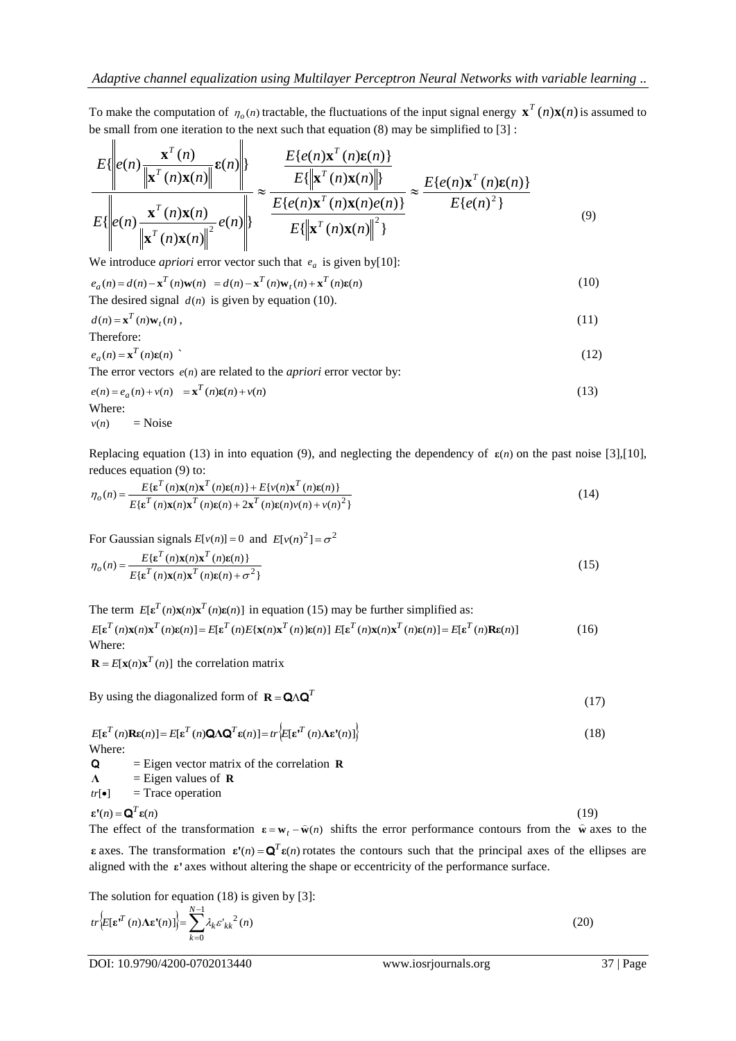To make the computation of $\eta_o(n)$ tractable, the fluctuations of the input signal energy $\mathbf{x}^T(n)\mathbf{x}(n)$ is assumed to be small from one iteration to the next such that equation (8) may be simplified to [3] :

$$\frac{E\{\left\| e(n)\frac{\mathbf{x}^T(n)}{\left\|\mathbf{x}^T(n)\mathbf{x}(n)\right\|}\boldsymbol{\varepsilon}(n)\right\|\}}{E\{\left\| e(n)\frac{\mathbf{x}^T(n)\mathbf{x}(n)}{\left\|\mathbf{x}^T(n)\mathbf{x}(n)\right\|^2}e(n)\right\|\}} \approx \frac{\dfrac{E\{e(n)\mathbf{x}^T(n)\boldsymbol{\varepsilon}(n)\}}{E\{\left\|\mathbf{x}^T(n)\mathbf{x}(n)\right\|\}}}{\dfrac{E\{e(n)\mathbf{x}^T(n)\mathbf{x}(n)e(n)\}}{E\{\left\|\mathbf{x}^T(n)\mathbf{x}(n)\right\|^2\}}} \approx \frac{E\{e(n)\mathbf{x}^T(n)\boldsymbol{\varepsilon}(n)\}}{E\{e(n)^2\}} \tag{9}$$

We introduce *apriori* error vector such that $e_a$ is given by[10]:

$$e_a(n) = d(n) - \mathbf{x}^T(n)\mathbf{w}(n) \quad = d(n) - \mathbf{x}^T(n)\mathbf{w}_t(n) + \mathbf{x}^T(n)\boldsymbol{\varepsilon}(n) \tag{10}$$

The desired signal $d(n)$ is given by equation (10).

$$d(n) = \mathbf{x}^T(n)\mathbf{w}_t(n)\,, \tag{11}$$

Therefore:

$$e_a(n) = \mathbf{x}^T(n)\boldsymbol{\varepsilon}(n) \tag{12}$$

The error vectors $e(n)$ are related to the *apriori* error vector by:

$$e(n) = e_a(n) + v(n) \quad = \mathbf{x}^T(n)\boldsymbol{\varepsilon}(n) + v(n) \tag{13}$$

Where:

$v(n)$ = Noise

Replacing equation (13) in into equation (9), and neglecting the dependency of $\boldsymbol{\varepsilon}(n)$ on the past noise [3],[10], reduces equation (9) to:

$$\eta_o(n) = \frac{E\{\boldsymbol{\varepsilon}^T(n)\mathbf{x}(n)\mathbf{x}^T(n)\boldsymbol{\varepsilon}(n)\} + E\{v(n)\mathbf{x}^T(n)\boldsymbol{\varepsilon}(n)\}}{E\{\boldsymbol{\varepsilon}^T(n)\mathbf{x}(n)\mathbf{x}^T(n)\boldsymbol{\varepsilon}(n) + 2\mathbf{x}^T(n)\boldsymbol{\varepsilon}(n)v(n) + v(n)^2\}} \tag{14}$$

For Gaussian signals $E[v(n)] = 0$ and $E[v(n)^2] = \sigma^2$

$$\eta_o(n) = \frac{E\{\boldsymbol{\varepsilon}^T(n)\mathbf{x}(n)\mathbf{x}^T(n)\boldsymbol{\varepsilon}(n)\}}{E\{\boldsymbol{\varepsilon}^T(n)\mathbf{x}(n)\mathbf{x}^T(n)\boldsymbol{\varepsilon}(n) + \sigma^2\}} \tag{15}$$

The term $E[\boldsymbol{\varepsilon}^T(n)\mathbf{x}(n)\mathbf{x}^T(n)\boldsymbol{\varepsilon}(n)]$ in equation (15) may be further simplified as:

$$E[\boldsymbol{\varepsilon}^T(n)\mathbf{x}(n)\mathbf{x}^T(n)\boldsymbol{\varepsilon}(n)] = E[\boldsymbol{\varepsilon}^T(n)E\{\mathbf{x}(n)\mathbf{x}^T(n)\}\boldsymbol{\varepsilon}(n)] \; E[\boldsymbol{\varepsilon}^T(n)\mathbf{x}(n)\mathbf{x}^T(n)\boldsymbol{\varepsilon}(n)] = E[\boldsymbol{\varepsilon}^T(n)\mathbf{R}\boldsymbol{\varepsilon}(n)] \tag{16}$$

Where:

$\mathbf{R} = E[\mathbf{x}(n)\mathbf{x}^T(n)]$ the correlation matrix

By using the diagonalized form of $\mathbf{R} = \mathbf{Q}\Lambda\mathbf{Q}^T$ (17)

$$E[\boldsymbol{\varepsilon}^T(n)\mathbf{R}\boldsymbol{\varepsilon}(n)] = E[\boldsymbol{\varepsilon}^T(n)\mathbf{Q}\boldsymbol{\Lambda}\mathbf{Q}^T\boldsymbol{\varepsilon}(n)] = tr\left\{E[\boldsymbol{\varepsilon}'^T(n)\boldsymbol{\Lambda}\boldsymbol{\varepsilon}'(n)]\right\} \tag{18}$$

Where:

$\mathbf{Q}$ = Eigen vector matrix of the correlation $\mathbf{R}$

$\boldsymbol{\Lambda}$ = Eigen values of $\mathbf{R}$

$tr[\bullet]$ = Trace operation

$$\boldsymbol{\varepsilon}'(n) = \mathbf{Q}^T\boldsymbol{\varepsilon}(n) \tag{19}$$

The effect of the transformation $\boldsymbol{\varepsilon} = \mathbf{w}_t - \hat{\mathbf{w}}(n)$ shifts the error performance contours from the $\hat{\mathbf{w}}$ axes to the $\boldsymbol{\varepsilon}$ axes. The transformation $\boldsymbol{\varepsilon}'(n) = \mathbf{Q}^T\boldsymbol{\varepsilon}(n)$ rotates the contours such that the principal axes of the ellipses are aligned with the $\boldsymbol{\varepsilon}'$ axes without altering the shape or eccentricity of the performance surface.

The solution for equation (18) is given by [3]:

$$tr\left\{E[\boldsymbol{\varepsilon}'^T(n)\boldsymbol{\Lambda}\boldsymbol{\varepsilon}'(n)]\right\} = \sum_{k=0}^{N-1}\lambda_k \varepsilon'_{kk}{}^2(n) \tag{20}$$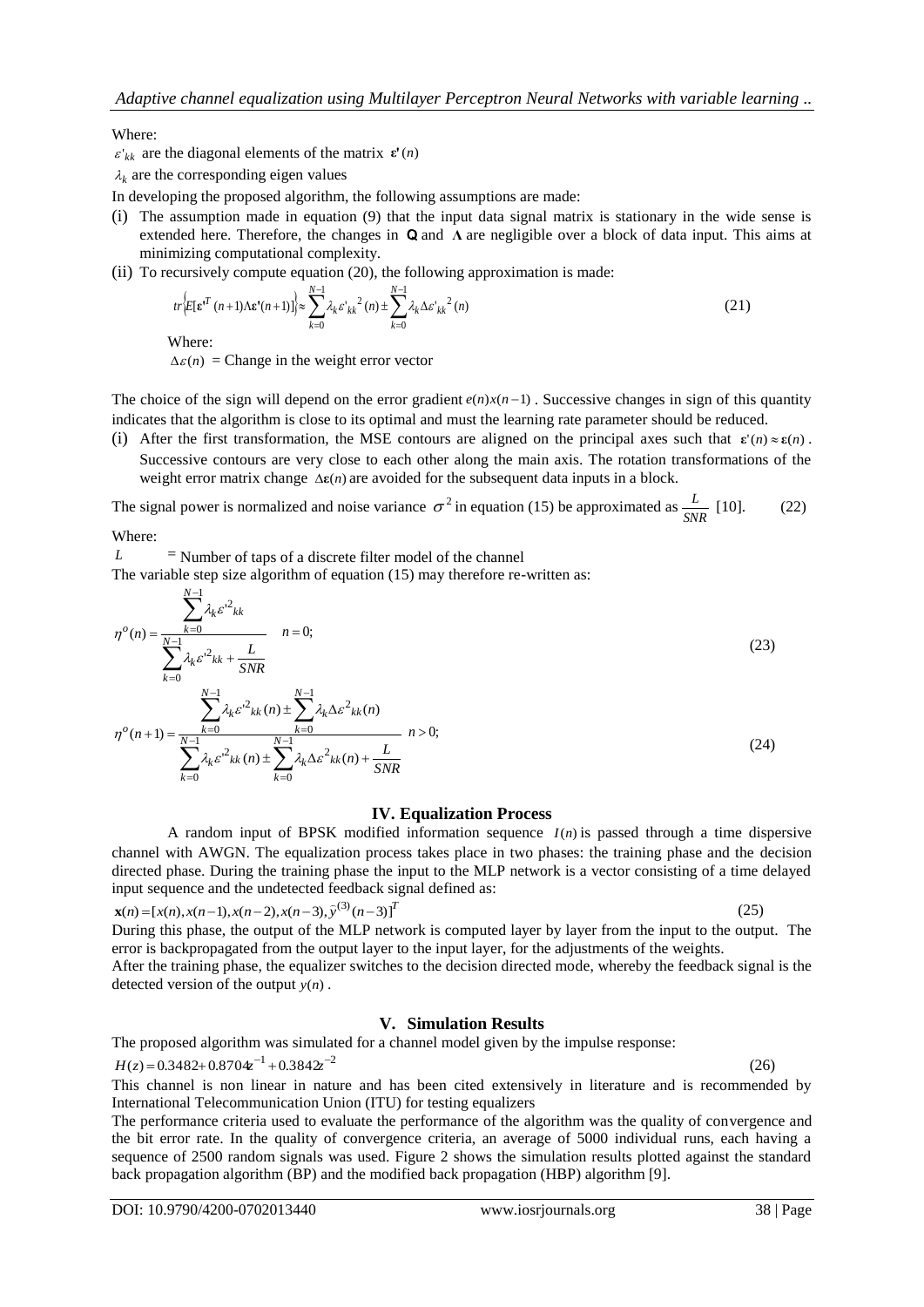Where:

$\varepsilon'_{kk}$ are the diagonal elements of the matrix $\boldsymbol{\varepsilon}'(n)$

$\lambda_k$ are the corresponding eigen values

In developing the proposed algorithm, the following assumptions are made:

(i) The assumption made in equation (9) that the input data signal matrix is stationary in the wide sense is extended here. Therefore, the changes in $\mathbf{Q}$ and $\boldsymbol{\Lambda}$ are negligible over a block of data input. This aims at minimizing computational complexity.

(ii) To recursively compute equation (20), the following approximation is made:

$$tr\left\{E[\boldsymbol{\varepsilon}'^T(n+1)\Lambda\boldsymbol{\varepsilon}'(n+1)]\right\} \approx \sum_{k=0}^{N-1}\lambda_k \varepsilon'_{kk}{}^2(n) \pm \sum_{k=0}^{N-1}\lambda_k \Delta\varepsilon'_{kk}{}^2(n) \tag{21}$$

Where:

$\Delta\varepsilon(n)$ = Change in the weight error vector

The choice of the sign will depend on the error gradient $e(n)x(n-1)$. Successive changes in sign of this quantity indicates that the algorithm is close to its optimal and must the learning rate parameter should be reduced.

(i) After the first transformation, the MSE contours are aligned on the principal axes such that $\boldsymbol{\varepsilon}'(n) \approx \boldsymbol{\varepsilon}(n)$. Successive contours are very close to each other along the main axis. The rotation transformations of the weight error matrix change $\Delta\boldsymbol{\varepsilon}(n)$ are avoided for the subsequent data inputs in a block.

The signal power is normalized and noise variance $\sigma^2$ in equation (15) be approximated as $\frac{L}{SNR}$ [10]. (22)

Where:

$L$ = Number of taps of a discrete filter model of the channel

The variable step size algorithm of equation (15) may therefore re-written as:

$$\eta^o(n) = \frac{\sum_{k=0}^{N-1}\lambda_k \varepsilon'^2_{kk}}{\sum_{k=0}^{N-1}\lambda_k \varepsilon'^2_{kk} + \frac{L}{SNR}} \quad n = 0; \tag{23}$$

$$\eta^o(n+1) = \frac{\sum_{k=0}^{N-1}\lambda_k \varepsilon'^2_{kk}(n) \pm \sum_{k=0}^{N-1}\lambda_k \Delta\varepsilon^2_{kk}(n)}{\sum_{k=0}^{N-1}\lambda_k \varepsilon'^2_{kk}(n) \pm \sum_{k=0}^{N-1}\lambda_k \Delta\varepsilon^2_{kk}(n) + \frac{L}{SNR}} \quad n > 0; \tag{24}$$

## IV. Equalization Process

A random input of BPSK modified information sequence $I(n)$ is passed through a time dispersive channel with AWGN. The equalization process takes place in two phases: the training phase and the decision directed phase. During the training phase the input to the MLP network is a vector consisting of a time delayed input sequence and the undetected feedback signal defined as:

$$\mathbf{x}(n) = [x(n), x(n-1), x(n-2), x(n-3), \tilde{y}^{(3)}(n-3)]^T \tag{25}$$

During this phase, the output of the MLP network is computed layer by layer from the input to the output. The error is backpropagated from the output layer to the input layer, for the adjustments of the weights.

After the training phase, the equalizer switches to the decision directed mode, whereby the feedback signal is the detected version of the output $y(n)$.

## V. Simulation Results

The proposed algorithm was simulated for a channel model given by the impulse response:

$$H(z) = 0.3482 + 0.8704z^{-1} + 0.3842z^{-2} \tag{26}$$

This channel is non linear in nature and has been cited extensively in literature and is recommended by International Telecommunication Union (ITU) for testing equalizers

The performance criteria used to evaluate the performance of the algorithm was the quality of convergence and the bit error rate. In the quality of convergence criteria, an average of 5000 individual runs, each having a sequence of 2500 random signals was used. Figure 2 shows the simulation results plotted against the standard back propagation algorithm (BP) and the modified back propagation (HBP) algorithm [9].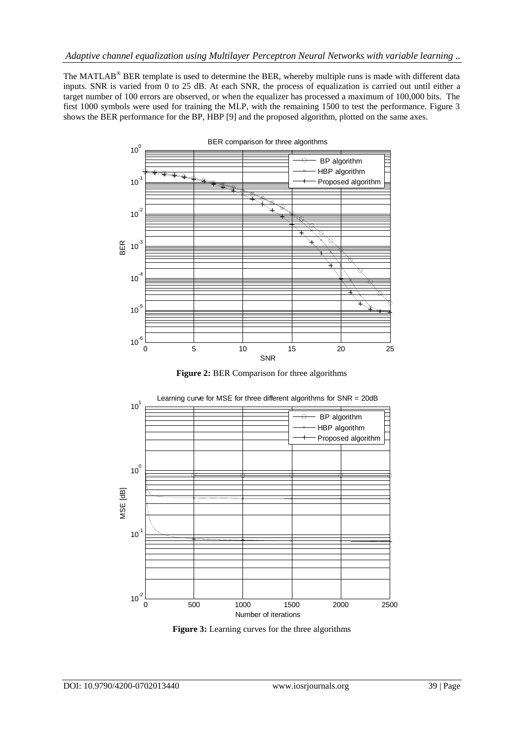The MATLAB® BER template is used to determine the BER, whereby multiple runs is made with different data inputs. SNR is varied from 0 to 25 dB. At each SNR, the process of equalization is carried out until either a target number of 100 errors are observed, or when the equalizer has processed a maximum of 100,000 bits. The first 1000 symbols were used for training the MLP, with the remaining 1500 to test the performance. Figure 3 shows the BER performance for the BP, HBP [9] and the proposed algorithm, plotted on the same axes.

**Figure 2:** BER Comparison for three algorithms

**Figure 3:** Learning curves for the three algorithms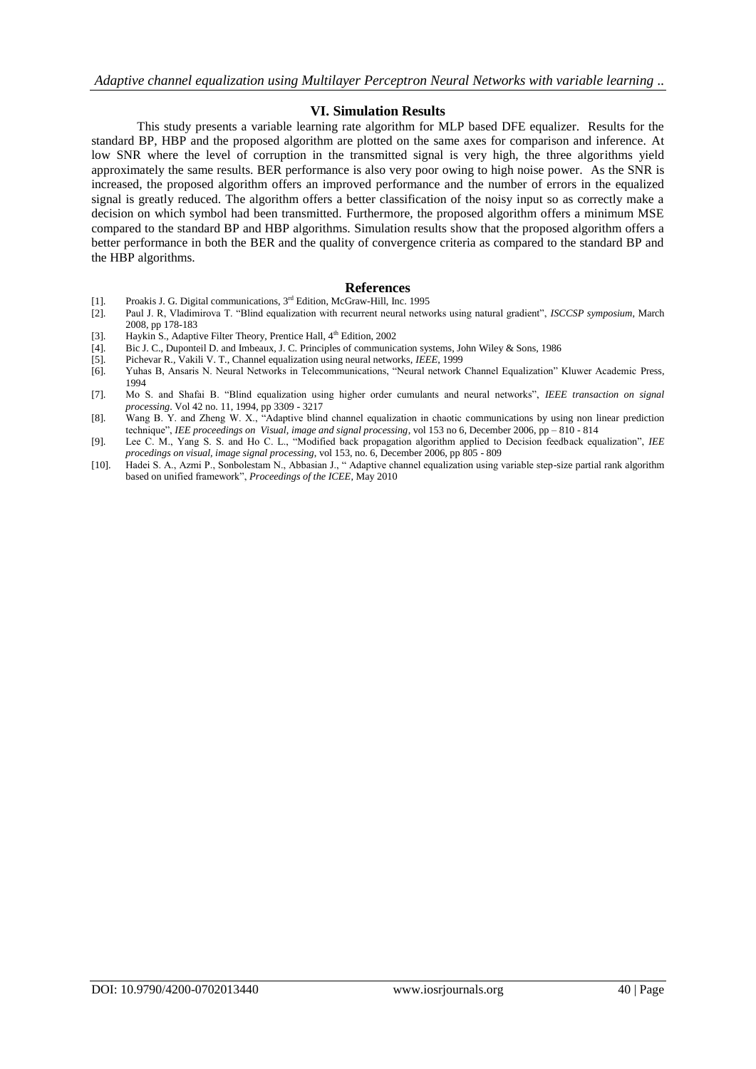## VI. Simulation Results

This study presents a variable learning rate algorithm for MLP based DFE equalizer. Results for the standard BP, HBP and the proposed algorithm are plotted on the same axes for comparison and inference. At low SNR where the level of corruption in the transmitted signal is very high, the three algorithms yield approximately the same results. BER performance is also very poor owing to high noise power. As the SNR is increased, the proposed algorithm offers an improved performance and the number of errors in the equalized signal is greatly reduced. The algorithm offers a better classification of the noisy input so as to correctly make a decision on which symbol had been transmitted. Furthermore, the proposed algorithm offers a minimum MSE compared to the standard BP and HBP algorithms. Simulation results show that the proposed algorithm offers a better performance in both the BER and the quality of convergence criteria as compared to the standard BP and the HBP algorithms.

## References

[1]. Proakis J. G. Digital communications, 3rd Edition, McGraw-Hill, Inc. 1995

[2]. Paul J. R, Vladimirova T. "Blind equalization with recurrent neural networks using natural gradient", *ISCCSP symposium*, March 2008, pp 178-183

[3]. Haykin S., Adaptive Filter Theory, Prentice Hall, 4th Edition, 2002

[4]. Bic J. C., Duponteil D. and Imbeaux, J. C. Principles of communication systems, John Wiley & Sons, 1986

[5]. Pichevar R., Vakili V. T., Channel equalization using neural networks, *IEEE*, 1999

[6]. Yuhas B, Ansaris N. Neural Networks in Telecommunications, "Neural network Channel Equalization" Kluwer Academic Press, 1994

[7]. Mo S. and Shafai B. "Blind equalization using higher order cumulants and neural networks", *IEEE transaction on signal processing*. Vol 42 no. 11, 1994, pp 3309 - 3217

[8]. Wang B. Y. and Zheng W. X., "Adaptive blind channel equalization in chaotic communications by using non linear prediction technique", *IEE proceedings on Visual, image and signal processing*, vol 153 no 6, December 2006, pp – 810 - 814

[9]. Lee C. M., Yang S. S. and Ho C. L., "Modified back propagation algorithm applied to Decision feedback equalization", *IEE procedings on visual, image signal processing*, vol 153, no. 6, December 2006, pp 805 - 809

[10]. Hadei S. A., Azmi P., Sonbolestam N., Abbasian J., " Adaptive channel equalization using variable step-size partial rank algorithm based on unified framework", *Proceedings of the ICEE*, May 2010